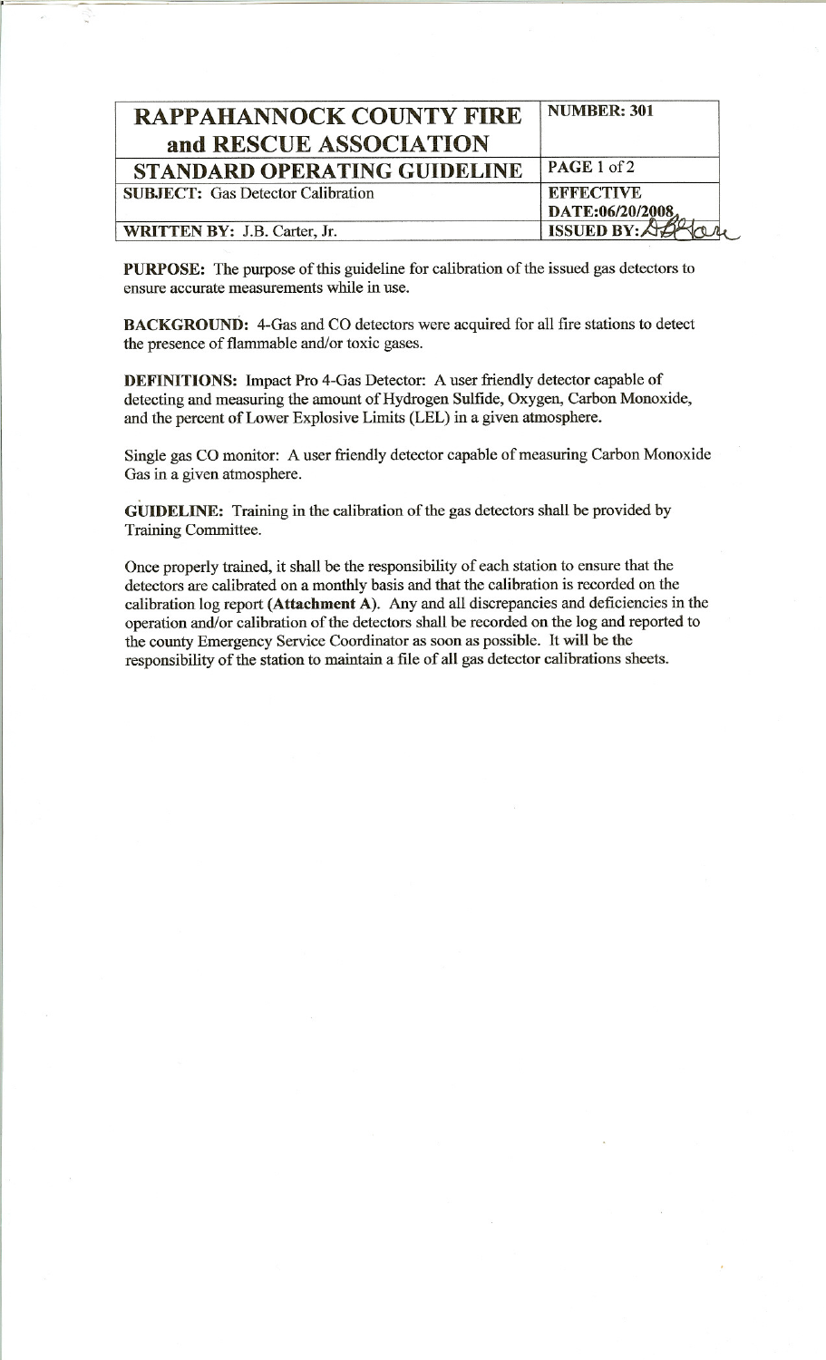| RAPPAHANNOCK COUNTY FIRE and RESCUE ASSOCIATION | NUMBER: 301 |
| --- | --- |
| STANDARD OPERATING GUIDELINE | PAGE 1 of 2 |
| SUBJECT: Gas Detector Calibration | EFFECTIVE DATE:06/20/2008 |
| WRITTEN BY: J.B. Carter, Jr. | ISSUED BY: |

**PURPOSE:** The purpose of this guideline for calibration of the issued gas detectors to ensure accurate measurements while in use.

**BACKGROUND:** 4-Gas and CO detectors were acquired for all fire stations to detect the presence of flammable and/or toxic gases.

**DEFINITIONS:** Impact Pro 4-Gas Detector: A user friendly detector capable of detecting and measuring the amount of Hydrogen Sulfide, Oxygen, Carbon Monoxide, and the percent of Lower Explosive Limits (LEL) in a given atmosphere.

Single gas CO monitor: A user friendly detector capable of measuring Carbon Monoxide Gas in a given atmosphere.

**GUIDELINE:** Training in the calibration of the gas detectors shall be provided by Training Committee.

Once properly trained, it shall be the responsibility of each station to ensure that the detectors are calibrated on a monthly basis and that the calibration is recorded on the calibration log report **(Attachment A)**. Any and all discrepancies and deficiencies in the operation and/or calibration of the detectors shall be recorded on the log and reported to the county Emergency Service Coordinator as soon as possible. It will be the responsibility of the station to maintain a file of all gas detector calibrations sheets.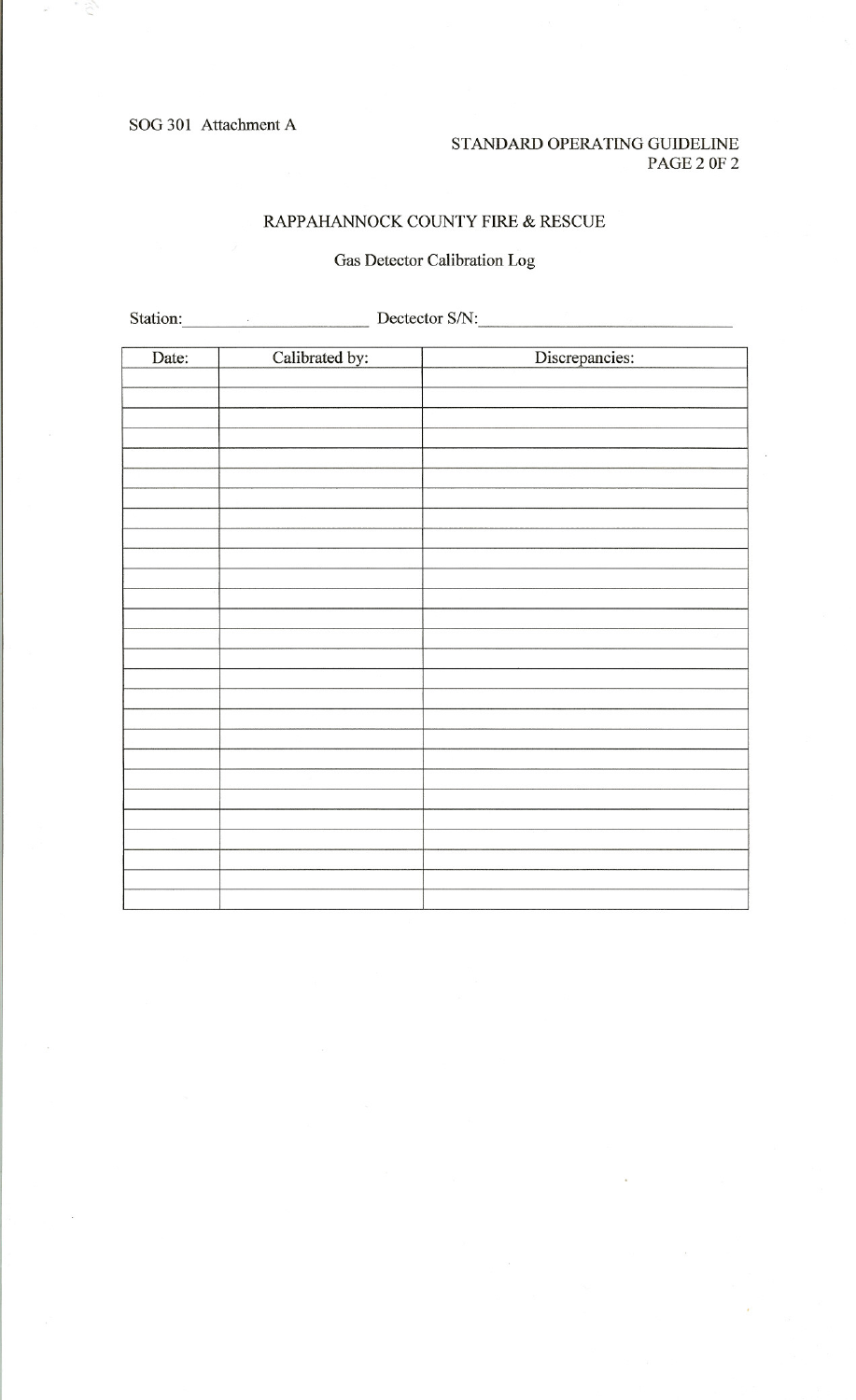SOG 301 Attachment A

STANDARD OPERATING GUIDELINE

# RAPPAHANNOCK COUNTY FIRE & RESCUE

## Gas Detector Calibration Log

Station: ____________________ Dectector S/N: ______________________________

| Date: | Calibrated by: | Discrepancies: |
|---|---|---|
| | | |
| | | |
| | | |
| | | |
| | | |
| | | |
| | | |
| | | |
| | | |
| | | |
| | | |
| | | |
| | | |
| | | |
| | | |
| | | |
| | | |
| | | |
| | | |
| | | |
| | | |
| | | |
| | | |
| | | |
| | | |
| | | |
| | | |